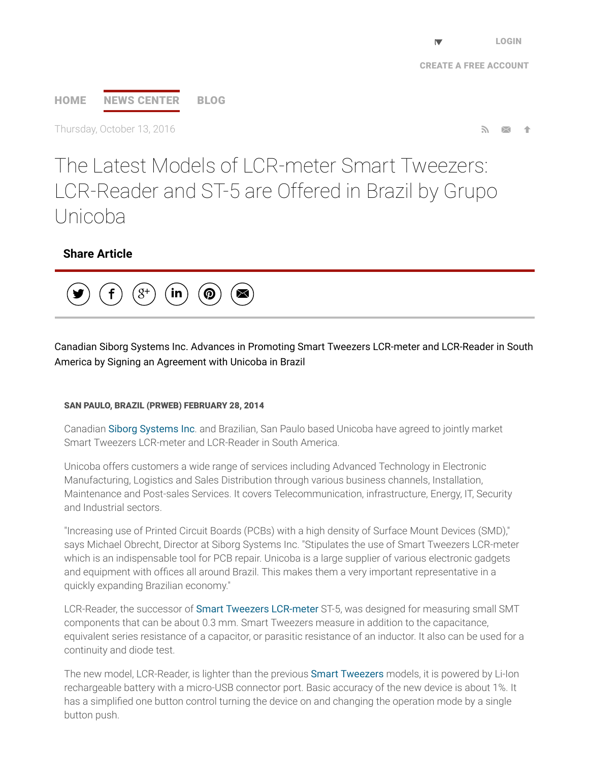# The Latest Models of LCR-meter Smart Tweezers: LCR-Reader and ST-5 are Offered in Brazil by Grupo Unicoba

Canadian Siborg Systems Inc. Advances in Promoting Smart Tweezers LCR-meter and LCR-Reader in South America by Signing an Agreement with Unicoba in Brazil

**SAN PAULO, BRAZIL (PRWEB) FEBRUARY 28, 2014**

Canadian Siborg Systems Inc. and Brazilian, San Paulo based Unicoba have agreed to jointly market Smart Tweezers LCR-meter and LCR-Reader in South America.

Unicoba offers customers a wide range of services including Advanced Technology in Electronic Manufacturing, Logistics and Sales Distribution through various business channels, Installation, Maintenance and Post-sales Services. It covers Telecommunication, infrastructure, Energy, IT, Security and Industrial sectors.

"Increasing use of Printed Circuit Boards (PCBs) with a high density of Surface Mount Devices (SMD)," says Michael Obrecht, Director at Siborg Systems Inc. "Stipulates the use of Smart Tweezers LCR-meter which is an indispensable tool for PCB repair. Unicoba is a large supplier of various electronic gadgets and equipment with offices all around Brazil. This makes them a very important representative in a quickly expanding Brazilian economy."

LCR-Reader, the successor of Smart Tweezers LCR-meter ST-5, was designed for measuring small SMT components that can be about 0.3 mm. Smart Tweezers measure in addition to the capacitance, equivalent series resistance of a capacitor, or parasitic resistance of an inductor. It also can be used for a continuity and diode test.

The new model, LCR-Reader, is lighter than the previous Smart Tweezers models, it is powered by Li-Ion rechargeable battery with a micro-USB connector port. Basic accuracy of the new device is about 1%. It has a simplified one button control turning the device on and changing the operation mode by a single button push.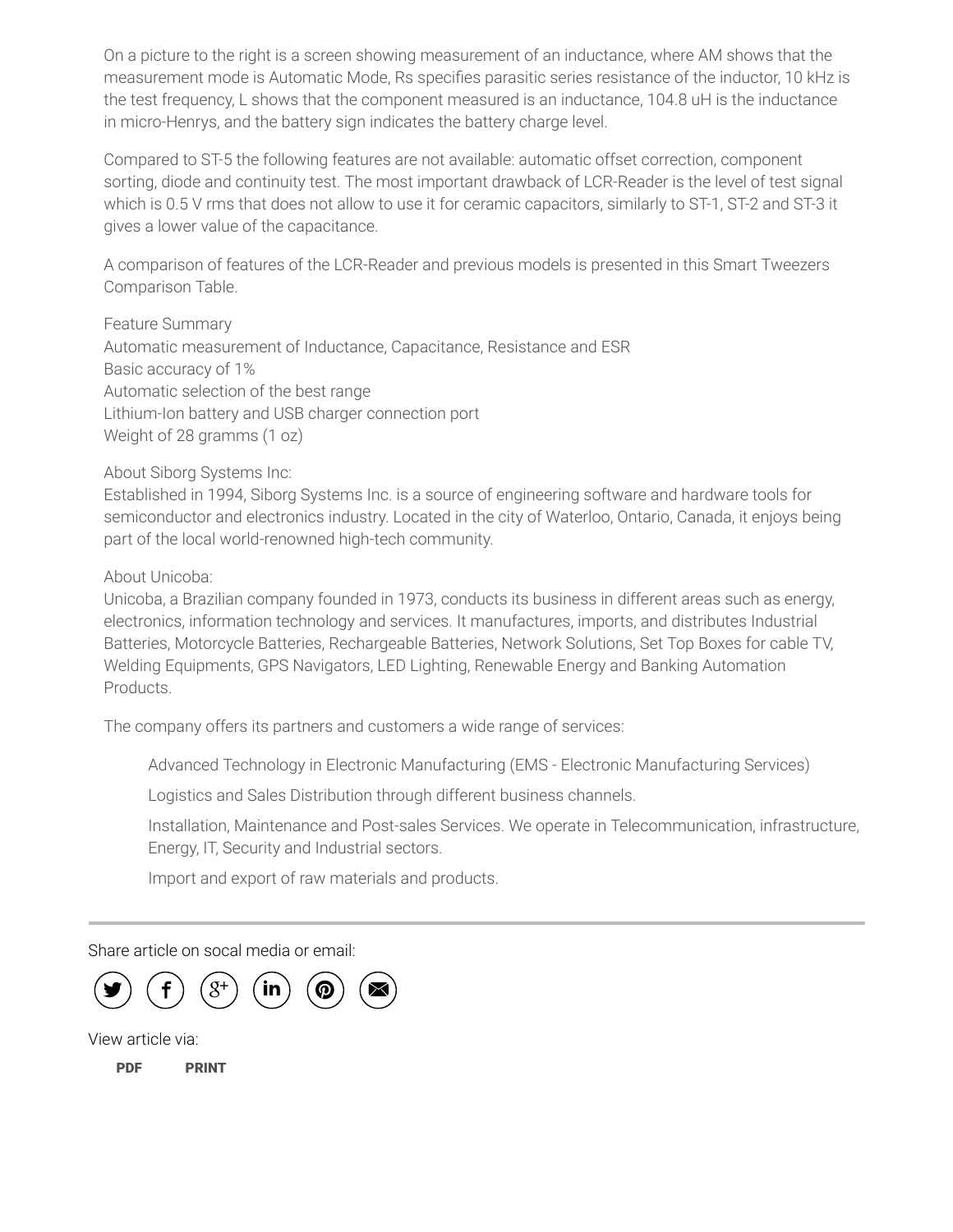On a picture to the right is a screen showing measurement of an inductance, where AM shows that the measurement mode is Automatic Mode, Rs specifies parasitic series resistance of the inductor, 10 kHz is the test frequency, L shows that the component measured is an inductance, 104.8 uH is the inductance in micro-Henrys, and the battery sign indicates the battery charge level.

Compared to ST-5 the following features are not available: automatic offset correction, component sorting, diode and continuity test. The most important drawback of LCR-Reader is the level of test signal which is 0.5 V rms that does not allow to use it for ceramic capacitors, similarly to ST-1, ST-2 and ST-3 it gives a lower value of the capacitance.

A comparison of features of the LCR-Reader and previous models is presented in this Smart Tweezers Comparison Table.

Feature Summary
Automatic measurement of Inductance, Capacitance, Resistance and ESR
Basic accuracy of 1%
Automatic selection of the best range
Lithium-Ion battery and USB charger connection port
Weight of 28 gramms (1 oz)

About Siborg Systems Inc:
Established in 1994, Siborg Systems Inc. is a source of engineering software and hardware tools for semiconductor and electronics industry. Located in the city of Waterloo, Ontario, Canada, it enjoys being part of the local world-renowned high-tech community.

About Unicoba:
Unicoba, a Brazilian company founded in 1973, conducts its business in different areas such as energy, electronics, information technology and services. It manufactures, imports, and distributes Industrial Batteries, Motorcycle Batteries, Rechargeable Batteries, Network Solutions, Set Top Boxes for cable TV, Welding Equipments, GPS Navigators, LED Lighting, Renewable Energy and Banking Automation Products.

The company offers its partners and customers a wide range of services:

- Advanced Technology in Electronic Manufacturing (EMS - Electronic Manufacturing Services)
- Logistics and Sales Distribution through different business channels.
- Installation, Maintenance and Post-sales Services. We operate in Telecommunication, infrastructure, Energy, IT, Security and Industrial sectors.
- Import and export of raw materials and products.

---

Share article on socal media or email:

View article via:

**PDF** **PRINT**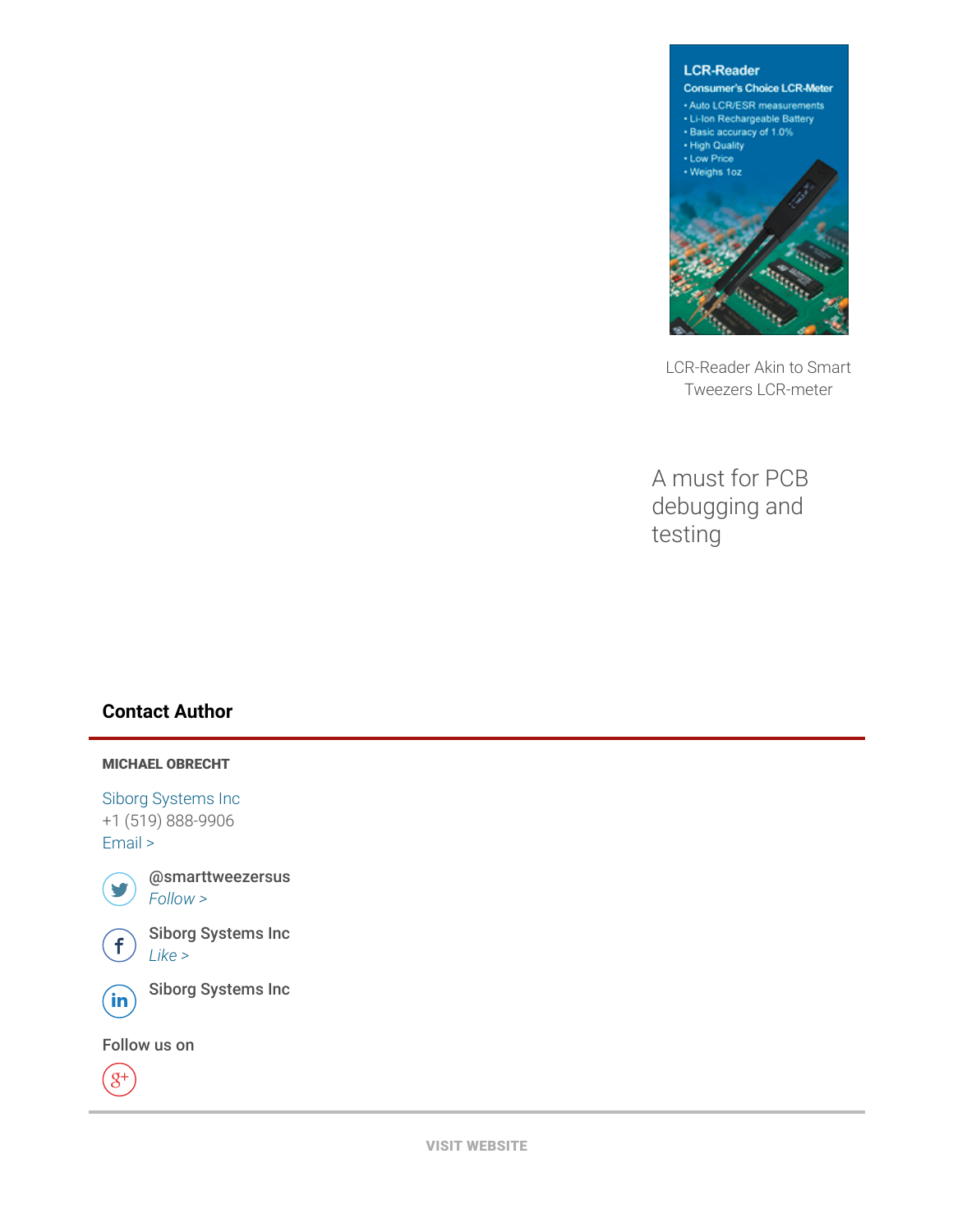LCR-Reader Akin to Smart Tweezers LCR-meter

A must for PCB debugging and testing

## Contact Author

**MICHAEL OBRECHT**

Siborg Systems Inc
+1 (519) 888-9906
Email >

@smarttweezersus
*Follow >*

Siborg Systems Inc
*Like >*

Siborg Systems Inc

Follow us on

VISIT WEBSITE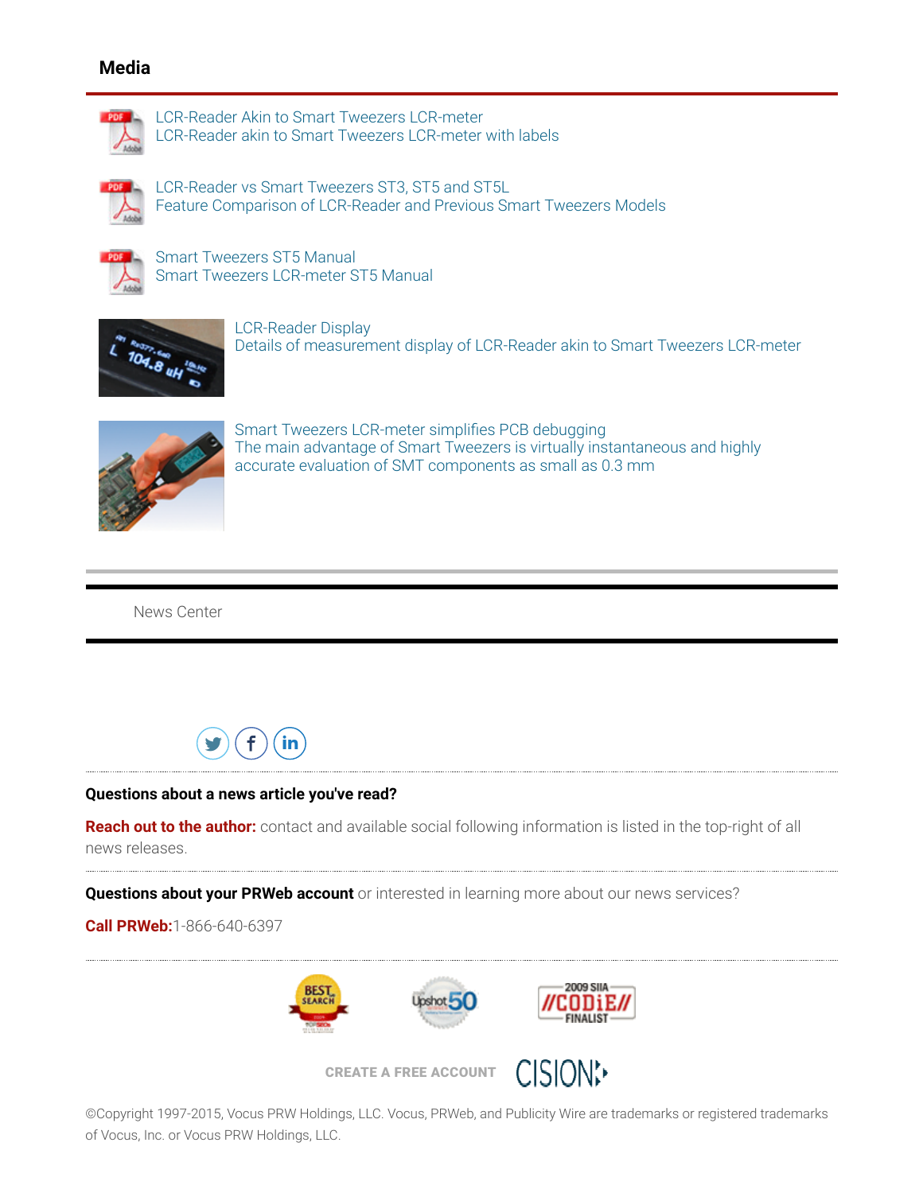## Media

LCR-Reader Akin to Smart Tweezers LCR-meter
LCR-Reader akin to Smart Tweezers LCR-meter with labels

LCR-Reader vs Smart Tweezers ST3, ST5 and ST5L
Feature Comparison of LCR-Reader and Previous Smart Tweezers Models

Smart Tweezers ST5 Manual
Smart Tweezers LCR-meter ST5 Manual

LCR-Reader Display
Details of measurement display of LCR-Reader akin to Smart Tweezers LCR-meter

Smart Tweezers LCR-meter simplifies PCB debugging
The main advantage of Smart Tweezers is virtually instantaneous and highly accurate evaluation of SMT components as small as 0.3 mm

---

News Center

---

**Questions about a news article you've read?**

**Reach out to the author:** contact and available social following information is listed in the top-right of all news releases.

**Questions about your PRWeb account** or interested in learning more about our news services?

**Call PRWeb:**1-866-640-6397

CREATE A FREE ACCOUNT

©Copyright 1997-2015, Vocus PRW Holdings, LLC. Vocus, PRWeb, and Publicity Wire are trademarks or registered trademarks of Vocus, Inc. or Vocus PRW Holdings, LLC.